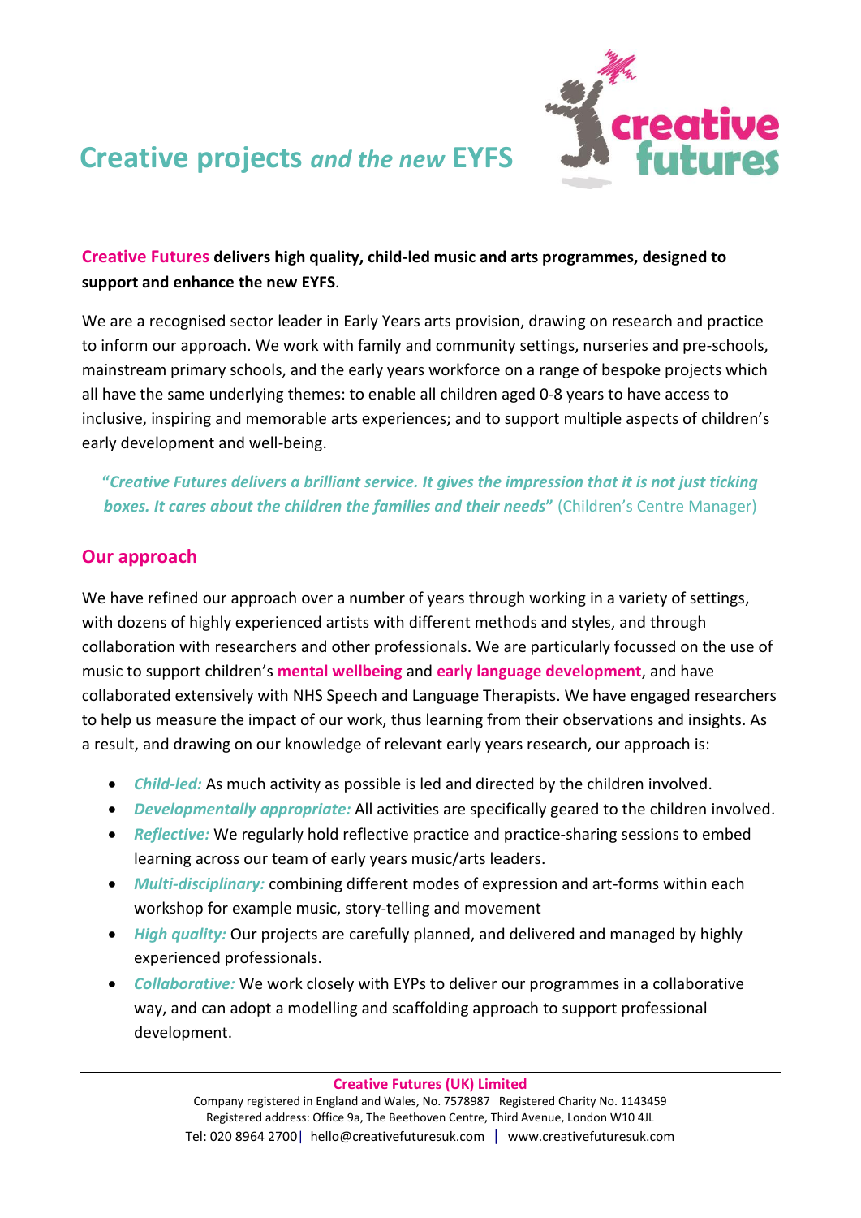# Creative projects *and the new* EYFS

**Creative Futures delivers high quality, child-led music and arts programmes, designed to support and enhance the new EYFS**.

We are a recognised sector leader in Early Years arts provision, drawing on research and practice to inform our approach. We work with family and community settings, nurseries and pre-schools, mainstream primary schools, and the early years workforce on a range of bespoke projects which all have the same underlying themes: to enable all children aged 0-8 years to have access to inclusive, inspiring and memorable arts experiences; and to support multiple aspects of children's early development and well-being.

> "***Creative Futures delivers a brilliant service. It gives the impression that it is not just ticking boxes. It cares about the children the families and their needs***" (Children's Centre Manager)

## Our approach

We have refined our approach over a number of years through working in a variety of settings, with dozens of highly experienced artists with different methods and styles, and through collaboration with researchers and other professionals. We are particularly focussed on the use of music to support children's **mental wellbeing** and **early language development**, and have collaborated extensively with NHS Speech and Language Therapists. We have engaged researchers to help us measure the impact of our work, thus learning from their observations and insights. As a result, and drawing on our knowledge of relevant early years research, our approach is:

- ***Child-led:*** As much activity as possible is led and directed by the children involved.
- ***Developmentally appropriate:*** All activities are specifically geared to the children involved.
- ***Reflective:*** We regularly hold reflective practice and practice-sharing sessions to embed learning across our team of early years music/arts leaders.
- ***Multi-disciplinary:*** combining different modes of expression and art-forms within each workshop for example music, story-telling and movement
- ***High quality:*** Our projects are carefully planned, and delivered and managed by highly experienced professionals.
- ***Collaborative:*** We work closely with EYPs to deliver our programmes in a collaborative way, and can adopt a modelling and scaffolding approach to support professional development.

**Creative Futures (UK) Limited**
Company registered in England and Wales, No. 7578987 Registered Charity No. 1143459
Registered address: Office 9a, The Beethoven Centre, Third Avenue, London W10 4JL
Tel: 020 8964 2700 | hello@creativefuturesuk.com | www.creativefuturesuk.com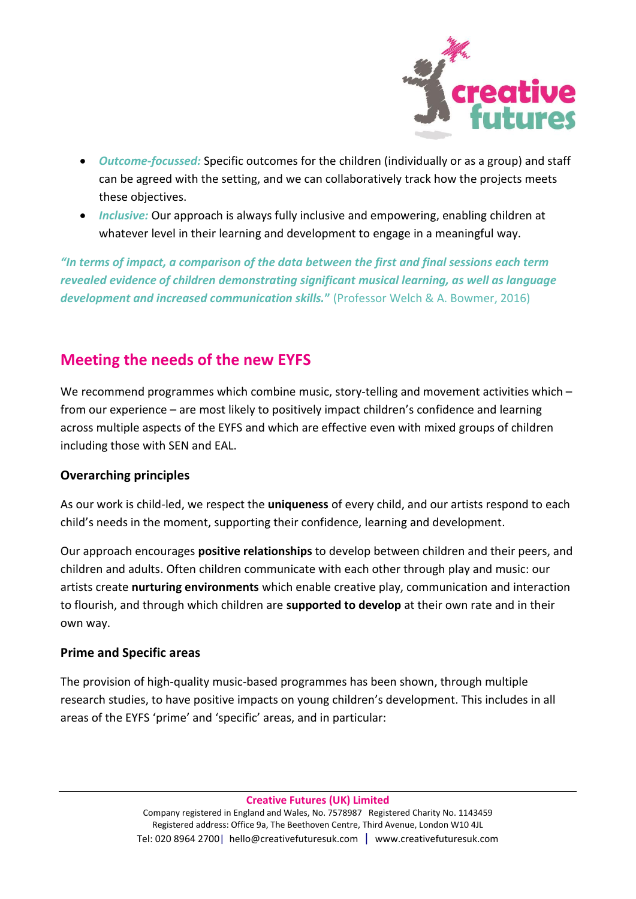- *Outcome-focussed:* Specific outcomes for the children (individually or as a group) and staff can be agreed with the setting, and we can collaboratively track how the projects meets these objectives.
- *Inclusive:* Our approach is always fully inclusive and empowering, enabling children at whatever level in their learning and development to engage in a meaningful way.

***"In terms of impact, a comparison of the data between the first and final sessions each term revealed evidence of children demonstrating significant musical learning, as well as language development and increased communication skills."*** (Professor Welch & A. Bowmer, 2016)

## Meeting the needs of the new EYFS

We recommend programmes which combine music, story-telling and movement activities which – from our experience – are most likely to positively impact children's confidence and learning across multiple aspects of the EYFS and which are effective even with mixed groups of children including those with SEN and EAL.

### Overarching principles

As our work is child-led, we respect the **uniqueness** of every child, and our artists respond to each child's needs in the moment, supporting their confidence, learning and development.

Our approach encourages **positive relationships** to develop between children and their peers, and children and adults. Often children communicate with each other through play and music: our artists create **nurturing environments** which enable creative play, communication and interaction to flourish, and through which children are **supported to develop** at their own rate and in their own way.

### Prime and Specific areas

The provision of high-quality music-based programmes has been shown, through multiple research studies, to have positive impacts on young children's development. This includes in all areas of the EYFS 'prime' and 'specific' areas, and in particular: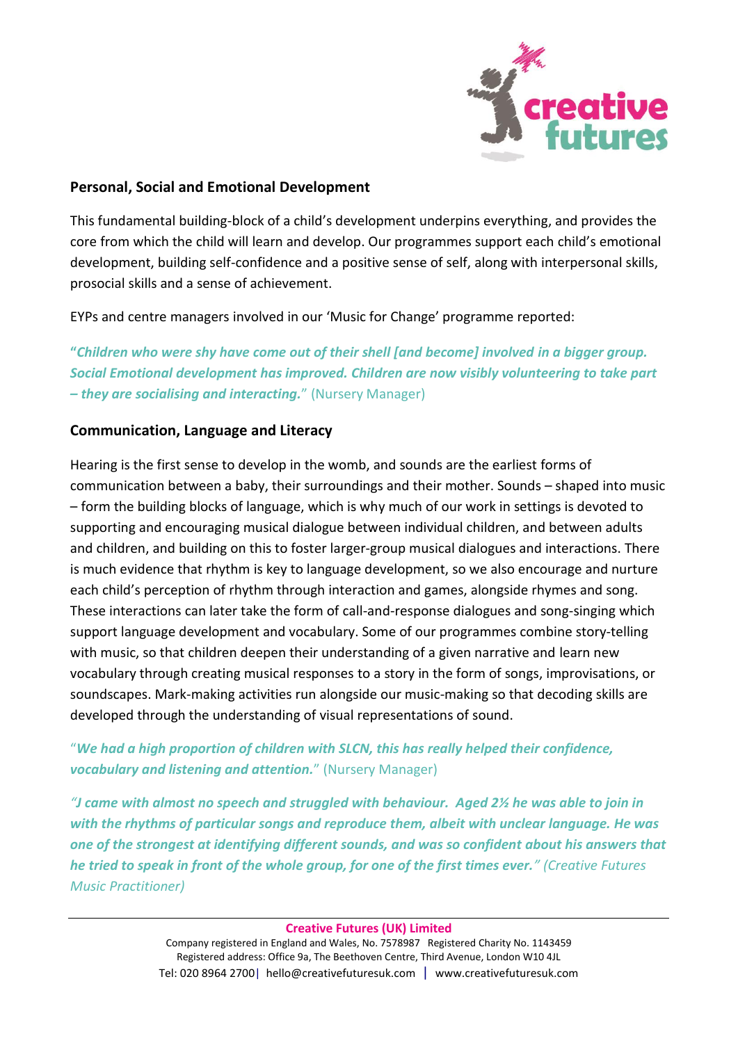## Personal, Social and Emotional Development

This fundamental building-block of a child's development underpins everything, and provides the core from which the child will learn and develop. Our programmes support each child's emotional development, building self-confidence and a positive sense of self, along with interpersonal skills, prosocial skills and a sense of achievement.

EYPs and centre managers involved in our 'Music for Change' programme reported:

"***Children who were shy have come out of their shell [and become] involved in a bigger group. Social Emotional development has improved. Children are now visibly volunteering to take part – they are socialising and interacting.***" (Nursery Manager)

## Communication, Language and Literacy

Hearing is the first sense to develop in the womb, and sounds are the earliest forms of communication between a baby, their surroundings and their mother. Sounds – shaped into music – form the building blocks of language, which is why much of our work in settings is devoted to supporting and encouraging musical dialogue between individual children, and between adults and children, and building on this to foster larger-group musical dialogues and interactions. There is much evidence that rhythm is key to language development, so we also encourage and nurture each child's perception of rhythm through interaction and games, alongside rhymes and song. These interactions can later take the form of call-and-response dialogues and song-singing which support language development and vocabulary. Some of our programmes combine story-telling with music, so that children deepen their understanding of a given narrative and learn new vocabulary through creating musical responses to a story in the form of songs, improvisations, or soundscapes. Mark-making activities run alongside our music-making so that decoding skills are developed through the understanding of visual representations of sound.

"***We had a high proportion of children with SLCN, this has really helped their confidence, vocabulary and listening and attention.***" (Nursery Manager)

*"**J came with almost no speech and struggled with behaviour. Aged 2½ he was able to join in with the rhythms of particular songs and reproduce them, albeit with unclear language. He was one of the strongest at identifying different sounds, and was so confident about his answers that he tried to speak in front of the whole group, for one of the first times ever.**" (Creative Futures Music Practitioner)*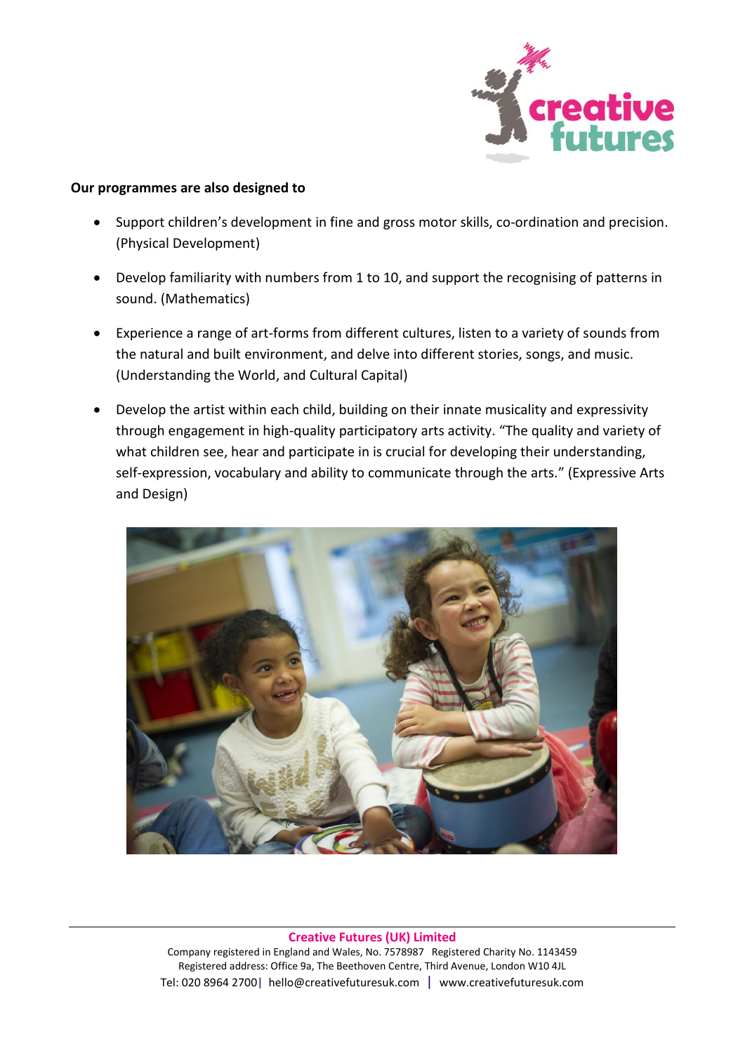**Our programmes are also designed to**

- Support children's development in fine and gross motor skills, co-ordination and precision. (Physical Development)
- Develop familiarity with numbers from 1 to 10, and support the recognising of patterns in sound. (Mathematics)
- Experience a range of art-forms from different cultures, listen to a variety of sounds from the natural and built environment, and delve into different stories, songs, and music. (Understanding the World, and Cultural Capital)
- Develop the artist within each child, building on their innate musicality and expressivity through engagement in high-quality participatory arts activity. "The quality and variety of what children see, hear and participate in is crucial for developing their understanding, self-expression, vocabulary and ability to communicate through the arts." (Expressive Arts and Design)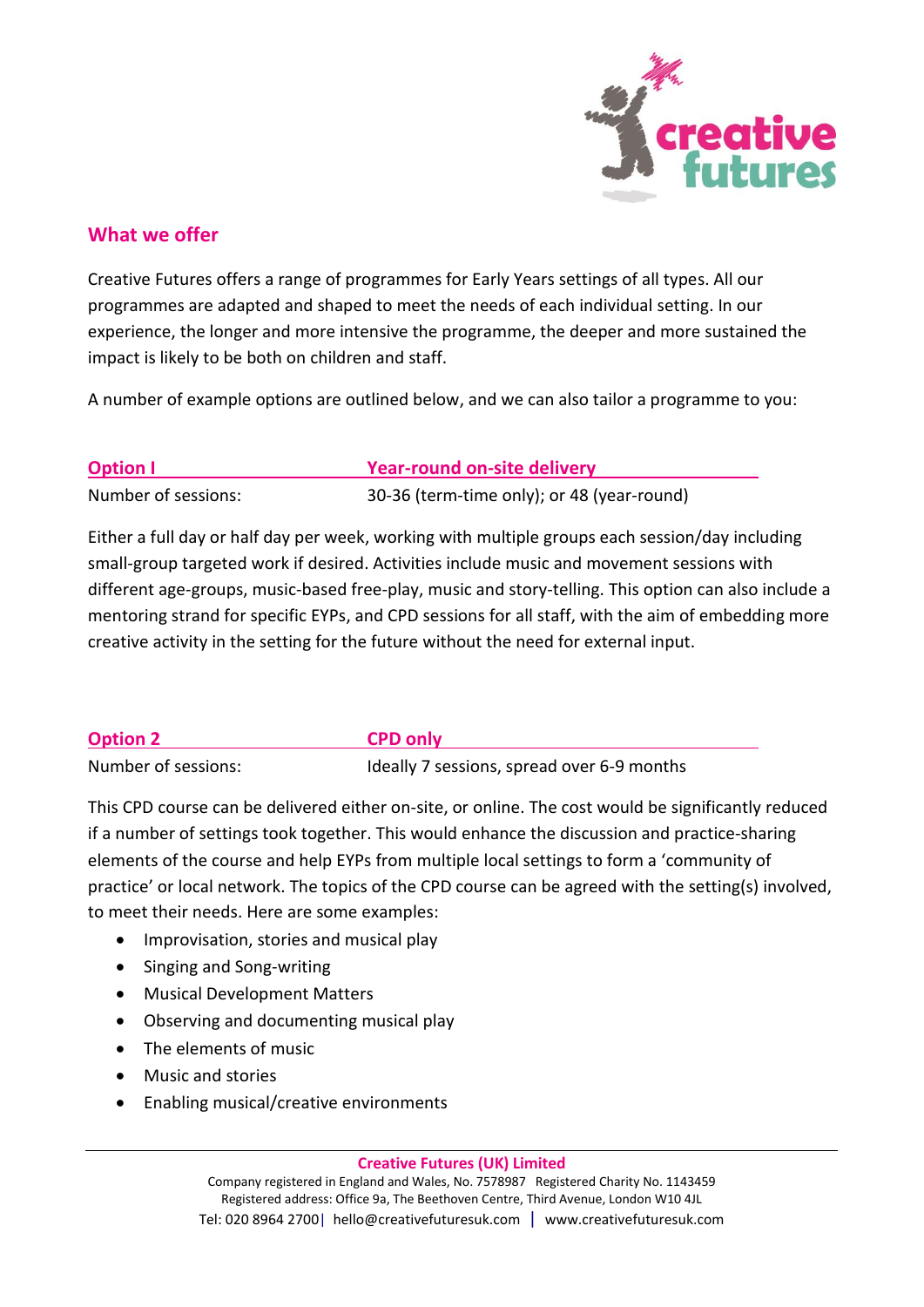## What we offer

Creative Futures offers a range of programmes for Early Years settings of all types. All our programmes are adapted and shaped to meet the needs of each individual setting. In our experience, the longer and more intensive the programme, the deeper and more sustained the impact is likely to be both on children and staff.

A number of example options are outlined below, and we can also tailor a programme to you:

| **Option I** | **Year-round on-site delivery** |
|---|---|
| Number of sessions: | 30-36 (term-time only); or 48 (year-round) |

Either a full day or half day per week, working with multiple groups each session/day including small-group targeted work if desired. Activities include music and movement sessions with different age-groups, music-based free-play, music and story-telling. This option can also include a mentoring strand for specific EYPs, and CPD sessions for all staff, with the aim of embedding more creative activity in the setting for the future without the need for external input.

| **Option 2** | **CPD only** |
|---|---|
| Number of sessions: | Ideally 7 sessions, spread over 6-9 months |

This CPD course can be delivered either on-site, or online. The cost would be significantly reduced if a number of settings took together. This would enhance the discussion and practice-sharing elements of the course and help EYPs from multiple local settings to form a 'community of practice' or local network. The topics of the CPD course can be agreed with the setting(s) involved, to meet their needs. Here are some examples:

- Improvisation, stories and musical play
- Singing and Song-writing
- Musical Development Matters
- Observing and documenting musical play
- The elements of music
- Music and stories
- Enabling musical/creative environments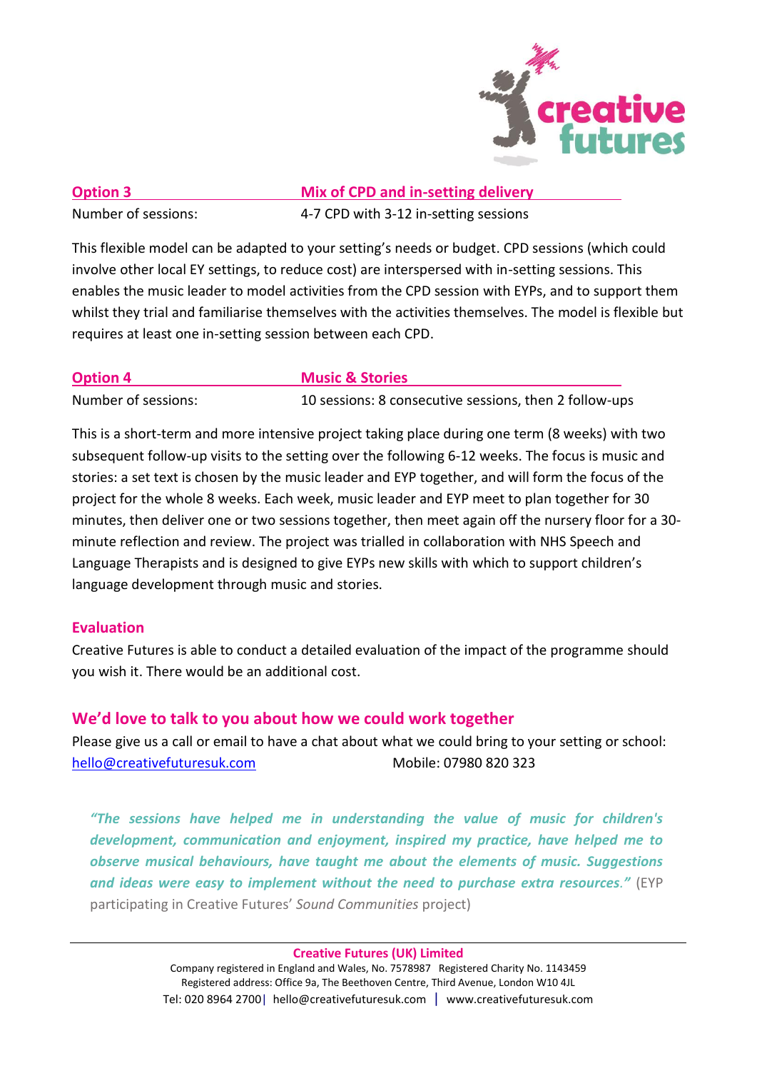**Option 3** **Mix of CPD and in-setting delivery**

Number of sessions: 4-7 CPD with 3-12 in-setting sessions

This flexible model can be adapted to your setting's needs or budget. CPD sessions (which could involve other local EY settings, to reduce cost) are interspersed with in-setting sessions. This enables the music leader to model activities from the CPD session with EYPs, and to support them whilst they trial and familiarise themselves with the activities themselves. The model is flexible but requires at least one in-setting session between each CPD.

**Option 4** **Music & Stories**

Number of sessions: 10 sessions: 8 consecutive sessions, then 2 follow-ups

This is a short-term and more intensive project taking place during one term (8 weeks) with two subsequent follow-up visits to the setting over the following 6-12 weeks. The focus is music and stories: a set text is chosen by the music leader and EYP together, and will form the focus of the project for the whole 8 weeks. Each week, music leader and EYP meet to plan together for 30 minutes, then deliver one or two sessions together, then meet again off the nursery floor for a 30-minute reflection and review. The project was trialled in collaboration with NHS Speech and Language Therapists and is designed to give EYPs new skills with which to support children's language development through music and stories.

### Evaluation

Creative Futures is able to conduct a detailed evaluation of the impact of the programme should you wish it. There would be an additional cost.

## We'd love to talk to you about how we could work together

Please give us a call or email to have a chat about what we could bring to your setting or school:
hello@creativefuturesuk.com Mobile: 07980 820 323

> ***"The sessions have helped me in understanding the value of music for children's development, communication and enjoyment, inspired my practice, have helped me to observe musical behaviours, have taught me about the elements of music. Suggestions and ideas were easy to implement without the need to purchase extra resources."*** (EYP participating in Creative Futures' *Sound Communities* project)

**Creative Futures (UK) Limited**
Company registered in England and Wales, No. 7578987 Registered Charity No. 1143459
Registered address: Office 9a, The Beethoven Centre, Third Avenue, London W10 4JL
Tel: 020 8964 2700 | hello@creativefuturesuk.com | www.creativefuturesuk.com